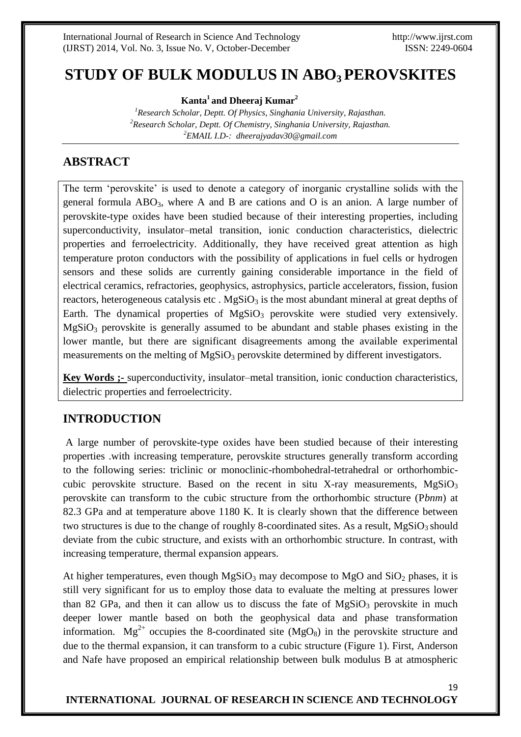# STUDY OF BULK MODULUS IN $ABO_3$ PEROVSKITES

**Kanta[1] and Dheeraj Kumar[2]**

[1]*Research Scholar, Deptt. Of Physics, Singhania University, Rajasthan.*
[2]*Research Scholar, Deptt. Of Chemistry, Singhania University, Rajasthan.*
[2]*EMAIL I.D-: dheerajyadav30@gmail.com*

## ABSTRACT

The term 'perovskite' is used to denote a category of inorganic crystalline solids with the general formula $ABO_3$, where A and B are cations and O is an anion. A large number of perovskite-type oxides have been studied because of their interesting properties, including superconductivity, insulator–metal transition, ionic conduction characteristics, dielectric properties and ferroelectricity. Additionally, they have received great attention as high temperature proton conductors with the possibility of applications in fuel cells or hydrogen sensors and these solids are currently gaining considerable importance in the field of electrical ceramics, refractories, geophysics, astrophysics, particle accelerators, fission, fusion reactors, heterogeneous catalysis etc . $MgSiO_3$ is the most abundant mineral at great depths of Earth. The dynamical properties of $MgSiO_3$ perovskite were studied very extensively. $MgSiO_3$ perovskite is generally assumed to be abundant and stable phases existing in the lower mantle, but there are significant disagreements among the available experimental measurements on the melting of $MgSiO_3$ perovskite determined by different investigators.

**Key Words ;-** superconductivity, insulator–metal transition, ionic conduction characteristics, dielectric properties and ferroelectricity.

## INTRODUCTION

A large number of perovskite-type oxides have been studied because of their interesting properties .with increasing temperature, perovskite structures generally transform according to the following series: triclinic or monoclinic-rhombohedral-tetrahedral or orthorhombic-cubic perovskite structure. Based on the recent in situ X-ray measurements, $MgSiO_3$ perovskite can transform to the cubic structure from the orthorhombic structure (P*bnm*) at 82.3 GPa and at temperature above 1180 K. It is clearly shown that the difference between two structures is due to the change of roughly 8-coordinated sites. As a result, $MgSiO_3$ should deviate from the cubic structure, and exists with an orthorhombic structure. In contrast, with increasing temperature, thermal expansion appears.

At higher temperatures, even though $MgSiO_3$ may decompose to MgO and $SiO_2$ phases, it is still very significant for us to employ those data to evaluate the melting at pressures lower than 82 GPa, and then it can allow us to discuss the fate of $MgSiO_3$ perovskite in much deeper lower mantle based on both the geophysical data and phase transformation information. $Mg^{2+}$ occupies the 8-coordinated site ($MgO_8$) in the perovskite structure and due to the thermal expansion, it can transform to a cubic structure (Figure 1). First, Anderson and Nafe have proposed an empirical relationship between bulk modulus B at atmospheric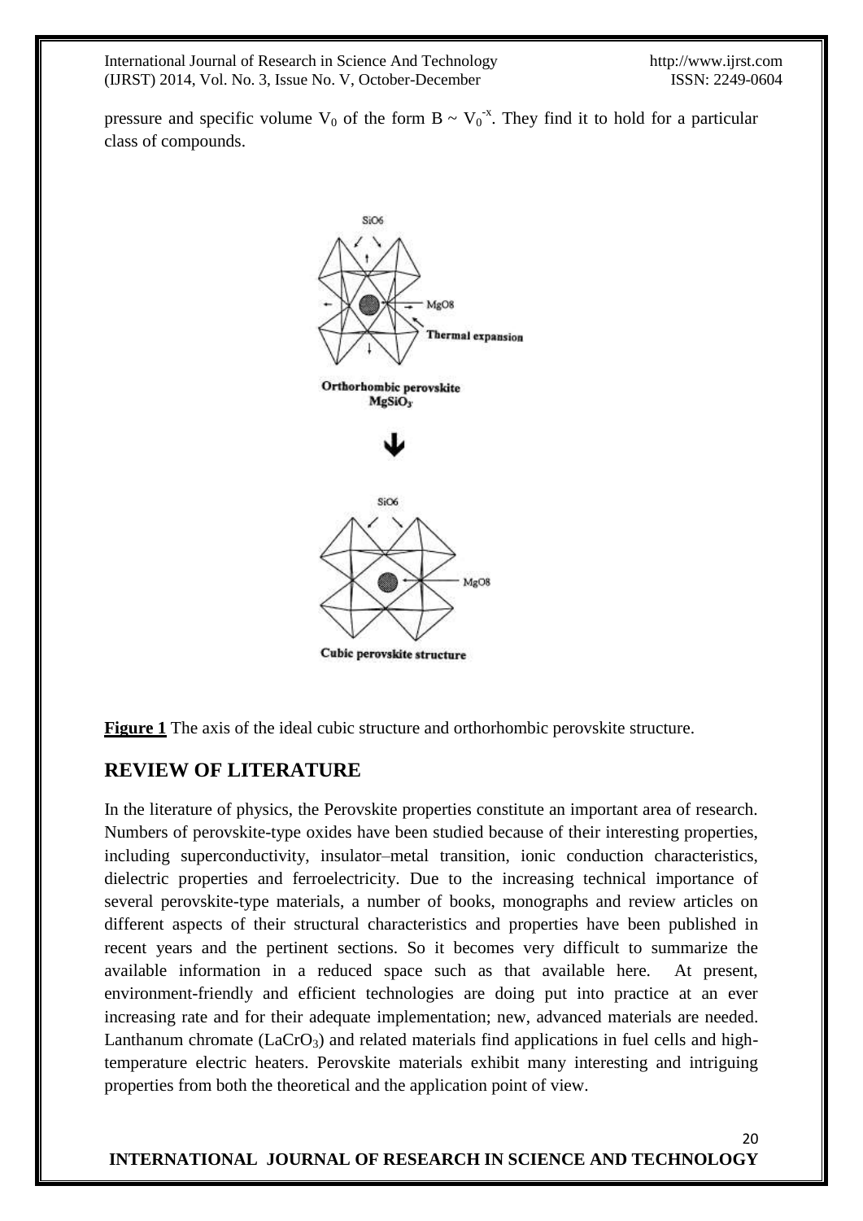pressure and specific volume $V_0$ of the form $B \sim V_0^{-x}$. They find it to hold for a particular class of compounds.

**Figure 1** The axis of the ideal cubic structure and orthorhombic perovskite structure.

## REVIEW OF LITERATURE

In the literature of physics, the Perovskite properties constitute an important area of research. Numbers of perovskite-type oxides have been studied because of their interesting properties, including superconductivity, insulator–metal transition, ionic conduction characteristics, dielectric properties and ferroelectricity. Due to the increasing technical importance of several perovskite-type materials, a number of books, monographs and review articles on different aspects of their structural characteristics and properties have been published in recent years and the pertinent sections. So it becomes very difficult to summarize the available information in a reduced space such as that available here. At present, environment-friendly and efficient technologies are doing put into practice at an ever increasing rate and for their adequate implementation; new, advanced materials are needed. Lanthanum chromate ($LaCrO_3$) and related materials find applications in fuel cells and high-temperature electric heaters. Perovskite materials exhibit many interesting and intriguing properties from both the theoretical and the application point of view.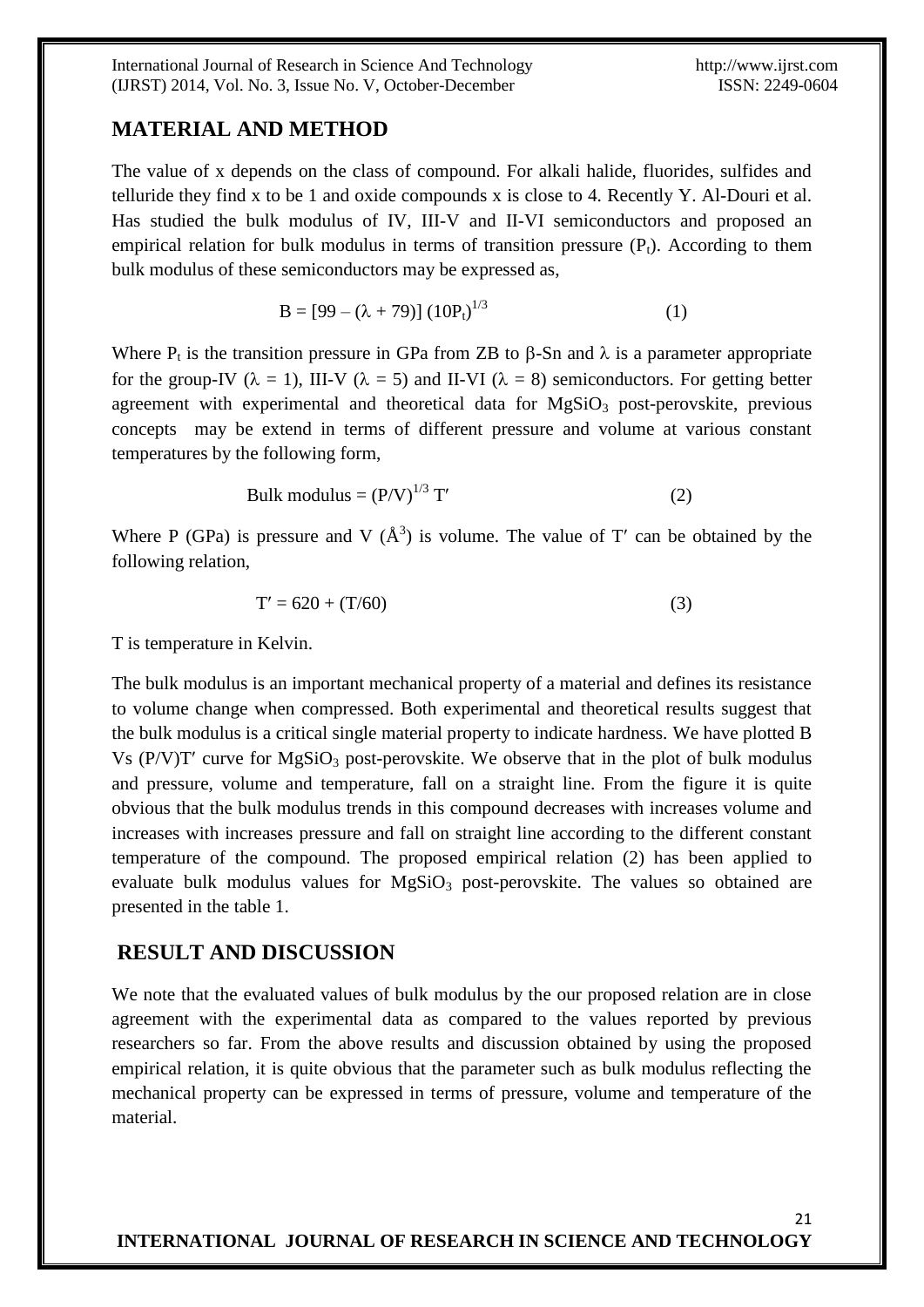## MATERIAL AND METHOD

The value of x depends on the class of compound. For alkali halide, fluorides, sulfides and telluride they find x to be 1 and oxide compounds x is close to 4. Recently Y. Al-Douri et al. Has studied the bulk modulus of IV, III-V and II-VI semiconductors and proposed an empirical relation for bulk modulus in terms of transition pressure ($P_t$). According to them bulk modulus of these semiconductors may be expressed as,

$$B = [99 - (\lambda + 79)] (10P_t)^{1/3} \tag{1}$$

Where $P_t$ is the transition pressure in GPa from ZB to $\beta$-Sn and $\lambda$ is a parameter appropriate for the group-IV ($\lambda$ = 1), III-V ($\lambda$ = 5) and II-VI ($\lambda$ = 8) semiconductors. For getting better agreement with experimental and theoretical data for $MgSiO_3$ post-perovskite, previous concepts may be extend in terms of different pressure and volume at various constant temperatures by the following form,

$$\text{Bulk modulus} = (P/V)^{1/3}\, T' \tag{2}$$

Where P (GPa) is pressure and V ($Å^3$) is volume. The value of T′ can be obtained by the following relation,

$$T' = 620 + (T/60) \tag{3}$$

T is temperature in Kelvin.

The bulk modulus is an important mechanical property of a material and defines its resistance to volume change when compressed. Both experimental and theoretical results suggest that the bulk modulus is a critical single material property to indicate hardness. We have plotted B Vs (P/V)T′ curve for $MgSiO_3$ post-perovskite. We observe that in the plot of bulk modulus and pressure, volume and temperature, fall on a straight line. From the figure it is quite obvious that the bulk modulus trends in this compound decreases with increases volume and increases with increases pressure and fall on straight line according to the different constant temperature of the compound. The proposed empirical relation (2) has been applied to evaluate bulk modulus values for $MgSiO_3$ post-perovskite. The values so obtained are presented in the table 1.

## RESULT AND DISCUSSION

We note that the evaluated values of bulk modulus by the our proposed relation are in close agreement with the experimental data as compared to the values reported by previous researchers so far. From the above results and discussion obtained by using the proposed empirical relation, it is quite obvious that the parameter such as bulk modulus reflecting the mechanical property can be expressed in terms of pressure, volume and temperature of the material.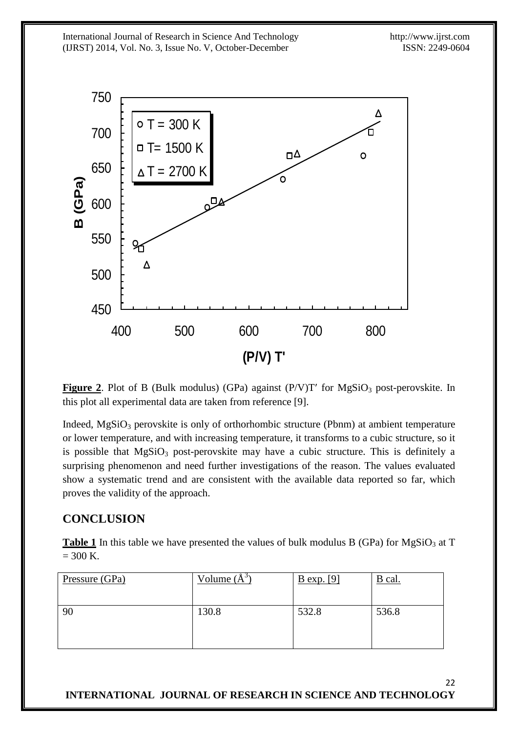**Figure 2**. Plot of B (Bulk modulus) (GPa) against $(P/V)T'$ for $MgSiO_3$ post-perovskite. In this plot all experimental data are taken from reference [9].

Indeed, $MgSiO_3$ perovskite is only of orthorhombic structure (Pbnm) at ambient temperature or lower temperature, and with increasing temperature, it transforms to a cubic structure, so it is possible that $MgSiO_3$ post-perovskite may have a cubic structure. This is definitely a surprising phenomenon and need further investigations of the reason. The values evaluated show a systematic trend and are consistent with the available data reported so far, which proves the validity of the approach.

## CONCLUSION

**Table 1** In this table we have presented the values of bulk modulus B (GPa) for $MgSiO_3$ at T = 300 K.

| Pressure (GPa) | Volume ($Å^3$) | B exp. [9] | B cal. |
|---|---|---|---|
| 90 | 130.8 | 532.8 | 536.8 |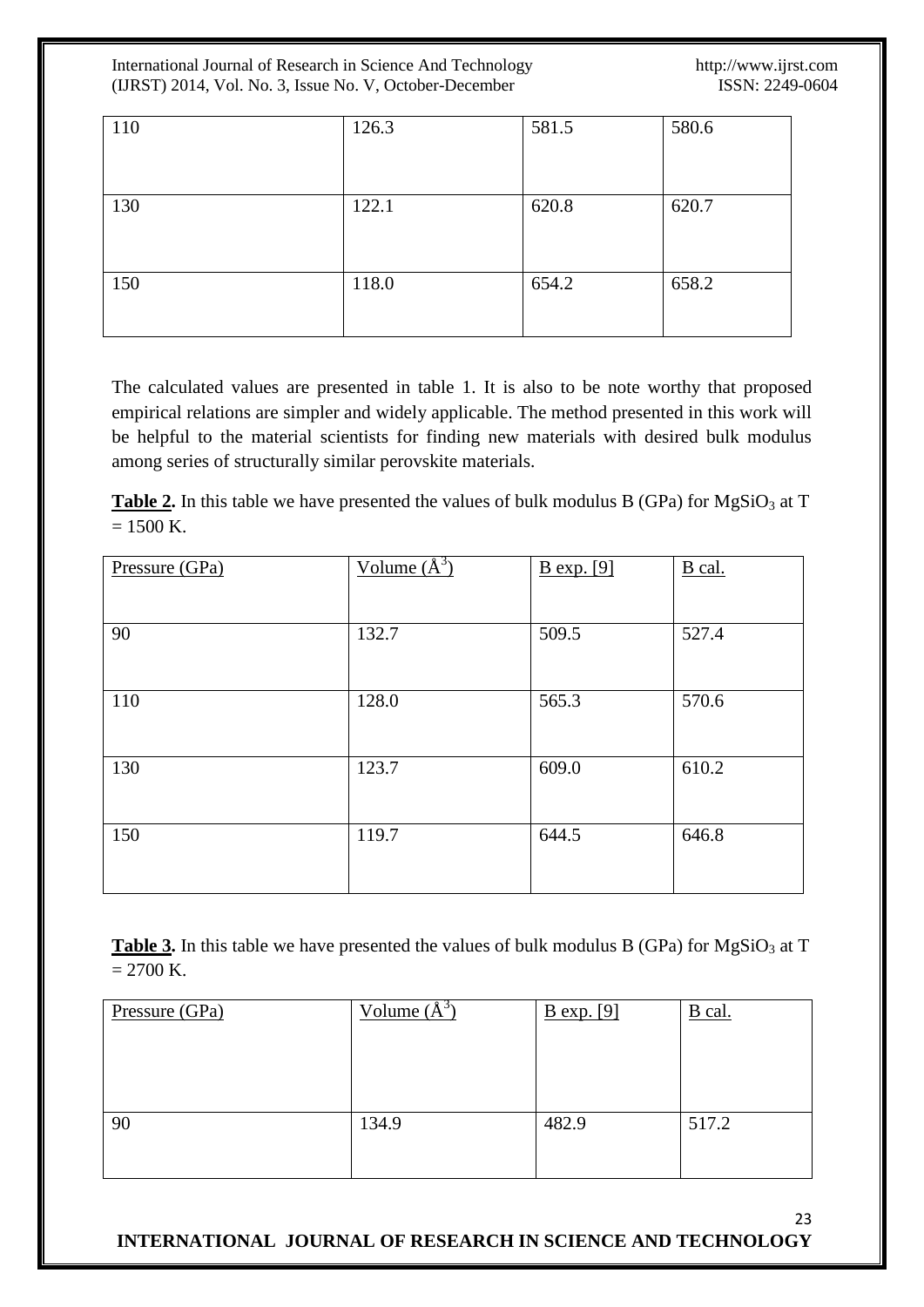| | | | |
|---|---|---|---|
| 110 | 126.3 | 581.5 | 580.6 |
| 130 | 122.1 | 620.8 | 620.7 |
| 150 | 118.0 | 654.2 | 658.2 |

The calculated values are presented in table 1. It is also to be note worthy that proposed empirical relations are simpler and widely applicable. The method presented in this work will be helpful to the material scientists for finding new materials with desired bulk modulus among series of structurally similar perovskite materials.

**Table 2.** In this table we have presented the values of bulk modulus B (GPa) for $MgSiO_3$ at T = 1500 K.

| Pressure (GPa) | Volume ($Å^3$) | B exp. [9] | B cal. |
|---|---|---|---|
| 90 | 132.7 | 509.5 | 527.4 |
| 110 | 128.0 | 565.3 | 570.6 |
| 130 | 123.7 | 609.0 | 610.2 |
| 150 | 119.7 | 644.5 | 646.8 |

**Table 3.** In this table we have presented the values of bulk modulus B (GPa) for $MgSiO_3$ at T = 2700 K.

| Pressure (GPa) | Volume ($Å^3$) | B exp. [9] | B cal. |
|---|---|---|---|
| 90 | 134.9 | 482.9 | 517.2 |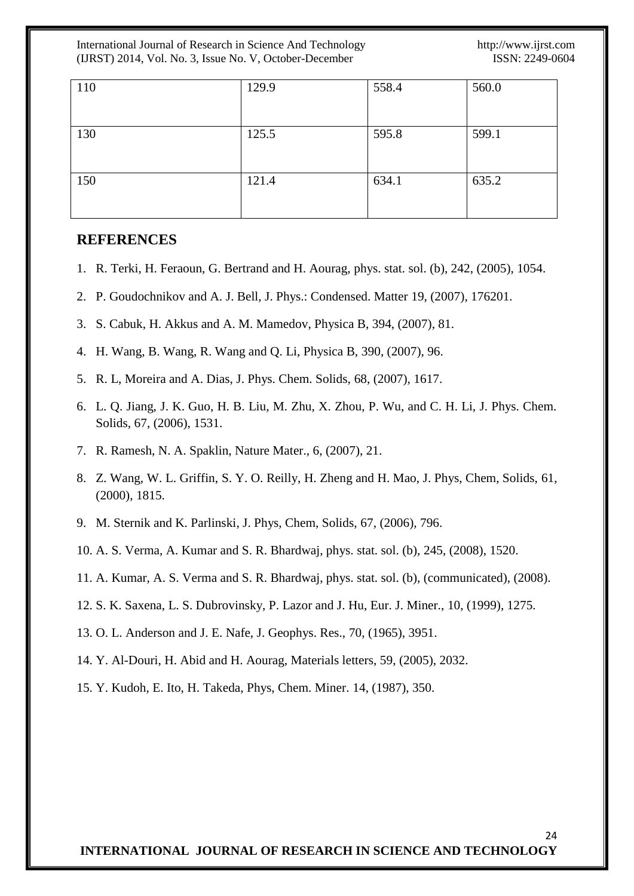| | | | |
|---|---|---|---|
| 110 | 129.9 | 558.4 | 560.0 |
| 130 | 125.5 | 595.8 | 599.1 |
| 150 | 121.4 | 634.1 | 635.2 |

## REFERENCES

1. R. Terki, H. Feraoun, G. Bertrand and H. Aourag, phys. stat. sol. (b), 242, (2005), 1054.
2. P. Goudochnikov and A. J. Bell, J. Phys.: Condensed. Matter 19, (2007), 176201.
3. S. Cabuk, H. Akkus and A. M. Mamedov, Physica B, 394, (2007), 81.
4. H. Wang, B. Wang, R. Wang and Q. Li, Physica B, 390, (2007), 96.
5. R. L, Moreira and A. Dias, J. Phys. Chem. Solids, 68, (2007), 1617.
6. L. Q. Jiang, J. K. Guo, H. B. Liu, M. Zhu, X. Zhou, P. Wu, and C. H. Li, J. Phys. Chem. Solids, 67, (2006), 1531.
7. R. Ramesh, N. A. Spaklin, Nature Mater., 6, (2007), 21.
8. Z. Wang, W. L. Griffin, S. Y. O. Reilly, H. Zheng and H. Mao, J. Phys, Chem, Solids, 61, (2000), 1815.
9. M. Sternik and K. Parlinski, J. Phys, Chem, Solids, 67, (2006), 796.
10. A. S. Verma, A. Kumar and S. R. Bhardwaj, phys. stat. sol. (b), 245, (2008), 1520.
11. A. Kumar, A. S. Verma and S. R. Bhardwaj, phys. stat. sol. (b), (communicated), (2008).
12. S. K. Saxena, L. S. Dubrovinsky, P. Lazor and J. Hu, Eur. J. Miner., 10, (1999), 1275.
13. O. L. Anderson and J. E. Nafe, J. Geophys. Res., 70, (1965), 3951.
14. Y. Al-Douri, H. Abid and H. Aourag, Materials letters, 59, (2005), 2032.
15. Y. Kudoh, E. Ito, H. Takeda, Phys, Chem. Miner. 14, (1987), 350.